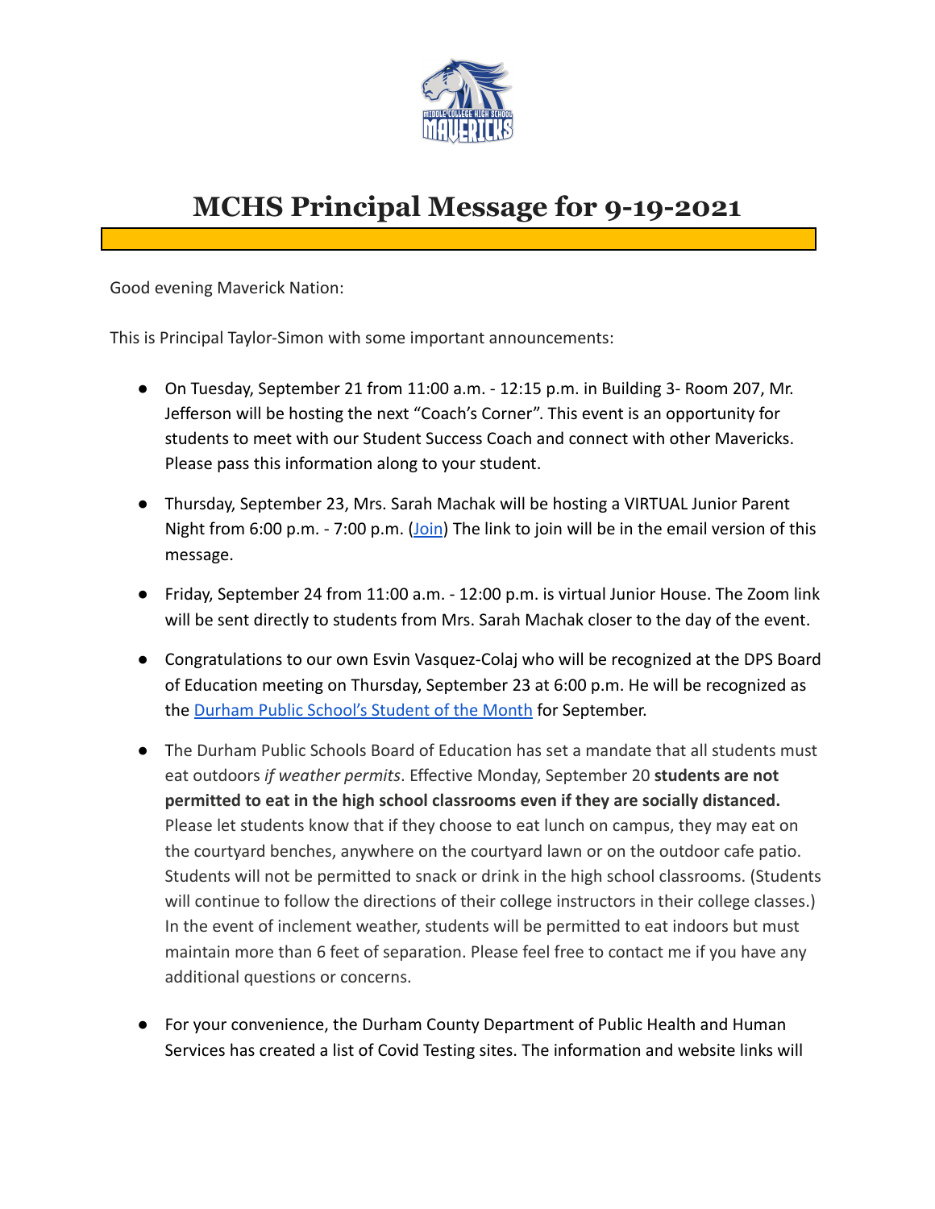# MCHS Principal Message for 9-19-2021

Good evening Maverick Nation:

This is Principal Taylor-Simon with some important announcements:

- On Tuesday, September 21 from 11:00 a.m. - 12:15 p.m. in Building 3- Room 207, Mr. Jefferson will be hosting the next "Coach's Corner". This event is an opportunity for students to meet with our Student Success Coach and connect with other Mavericks. Please pass this information along to your student.

- Thursday, September 23, Mrs. Sarah Machak will be hosting a VIRTUAL Junior Parent Night from 6:00 p.m. - 7:00 p.m. (Join) The link to join will be in the email version of this message.

- Friday, September 24 from 11:00 a.m. - 12:00 p.m. is virtual Junior House. The Zoom link will be sent directly to students from Mrs. Sarah Machak closer to the day of the event.

- Congratulations to our own Esvin Vasquez-Colaj who will be recognized at the DPS Board of Education meeting on Thursday, September 23 at 6:00 p.m. He will be recognized as the Durham Public School's Student of the Month for September.

- The Durham Public Schools Board of Education has set a mandate that all students must eat outdoors *if weather permits*. Effective Monday, September 20 **students are not permitted to eat in the high school classrooms even if they are socially distanced.** Please let students know that if they choose to eat lunch on campus, they may eat on the courtyard benches, anywhere on the courtyard lawn or on the outdoor cafe patio. Students will not be permitted to snack or drink in the high school classrooms. (Students will continue to follow the directions of their college instructors in their college classes.) In the event of inclement weather, students will be permitted to eat indoors but must maintain more than 6 feet of separation. Please feel free to contact me if you have any additional questions or concerns.

- For your convenience, the Durham County Department of Public Health and Human Services has created a list of Covid Testing sites. The information and website links will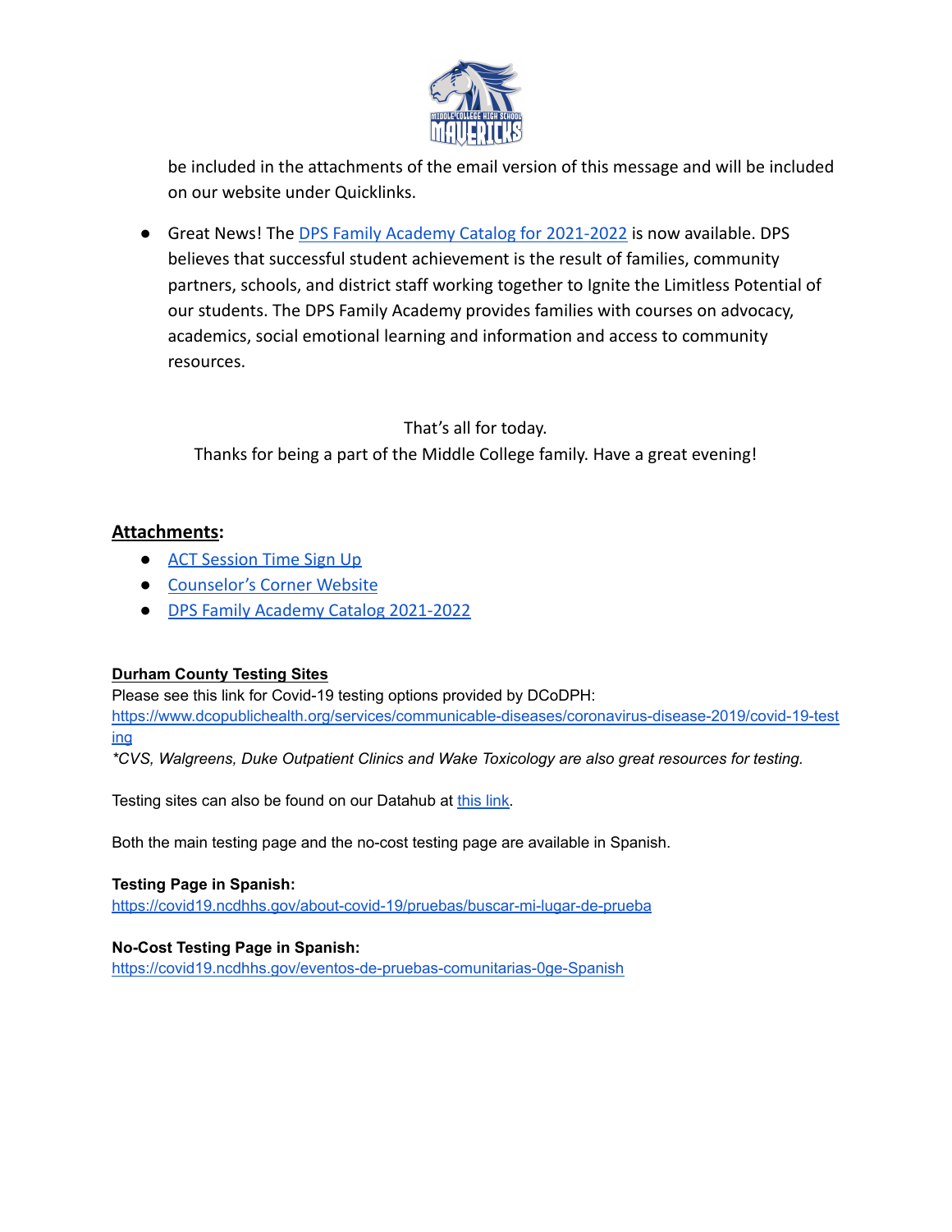be included in the attachments of the email version of this message and will be included on our website under Quicklinks.

- Great News! The [DPS Family Academy Catalog for 2021-2022]() is now available. DPS believes that successful student achievement is the result of families, community partners, schools, and district staff working together to Ignite the Limitless Potential of our students. The DPS Family Academy provides families with courses on advocacy, academics, social emotional learning and information and access to community resources.

That's all for today.
Thanks for being a part of the Middle College family. Have a great evening!

## Attachments:

- ACT Session Time Sign Up
- Counselor's Corner Website
- DPS Family Academy Catalog 2021-2022

**Durham County Testing Sites**

Please see this link for Covid-19 testing options provided by DCoDPH:
https://www.dcopublichealth.org/services/communicable-diseases/coronavirus-disease-2019/covid-19-testing

*\*CVS, Walgreens, Duke Outpatient Clinics and Wake Toxicology are also great resources for testing.*

Testing sites can also be found on our Datahub at this link.

Both the main testing page and the no-cost testing page are available in Spanish.

**Testing Page in Spanish:**
https://covid19.ncdhhs.gov/about-covid-19/pruebas/buscar-mi-lugar-de-prueba

**No-Cost Testing Page in Spanish:**
https://covid19.ncdhhs.gov/eventos-de-pruebas-comunitarias-0ge-Spanish